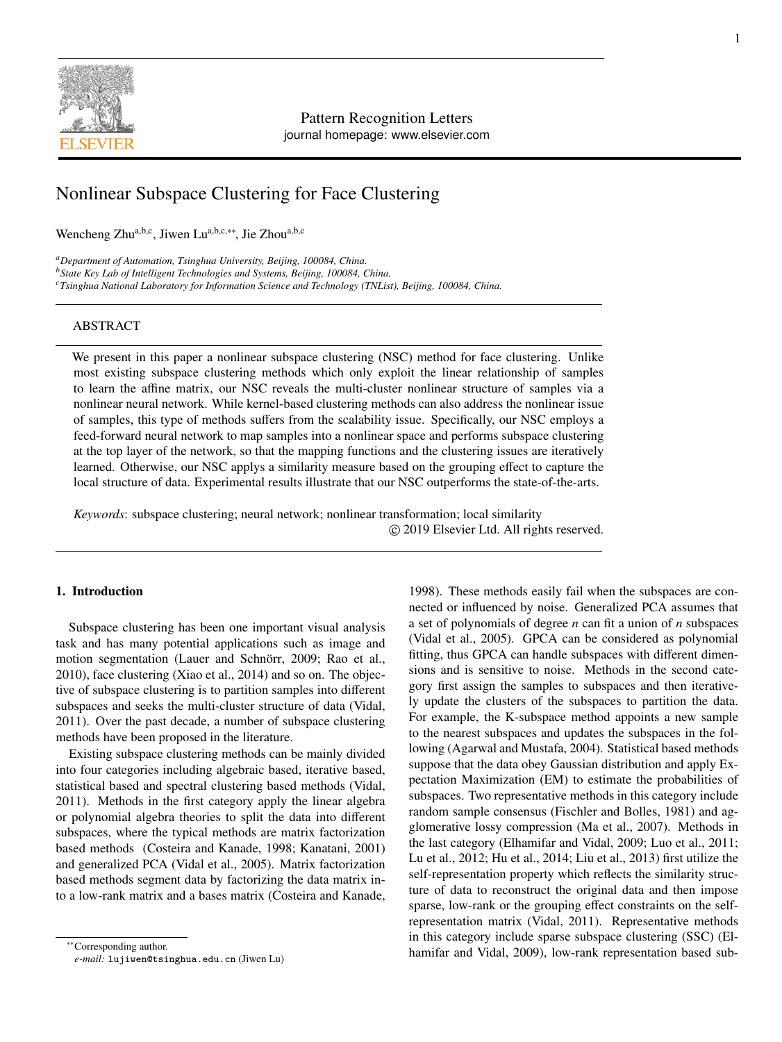Pattern Recognition Letters
journal homepage: www.elsevier.com

# Nonlinear Subspace Clustering for Face Clustering

Wencheng Zhu[a,b,c], Jiwen Lu[a,b,c,**], Jie Zhou[a,b,c]

[a]Department of Automation, Tsinghua University, Beijing, 100084, China.
[b]State Key Lab of Intelligent Technologies and Systems, Beijing, 100084, China.
[c]Tsinghua National Laboratory for Information Science and Technology (TNList), Beijing, 100084, China.

## ABSTRACT

We present in this paper a nonlinear subspace clustering (NSC) method for face clustering. Unlike most existing subspace clustering methods which only exploit the linear relationship of samples to learn the affine matrix, our NSC reveals the multi-cluster nonlinear structure of samples via a nonlinear neural network. While kernel-based clustering methods can also address the nonlinear issue of samples, this type of methods suffers from the scalability issue. Specifically, our NSC employs a feed-forward neural network to map samples into a nonlinear space and performs subspace clustering at the top layer of the network, so that the mapping functions and the clustering issues are iteratively learned. Otherwise, our NSC applies a similarity measure based on the grouping effect to capture the local structure of data. Experimental results illustrate that our NSC outperforms the state-of-the-arts.

*Keywords*: subspace clustering; neural network; nonlinear transformation; local similarity

© 2019 Elsevier Ltd. All rights reserved.

## 1. Introduction

Subspace clustering has been one important visual analysis task and has many potential applications such as image and motion segmentation (Lauer and Schnörr, 2009; Rao et al., 2010), face clustering (Xiao et al., 2014) and so on. The objective of subspace clustering is to partition samples into different subspaces and seeks the multi-cluster structure of data (Vidal, 2011). Over the past decade, a number of subspace clustering methods have been proposed in the literature.

Existing subspace clustering methods can be mainly divided into four categories including algebraic based, iterative based, statistical based and spectral clustering based methods (Vidal, 2011). Methods in the first category apply the linear algebra or polynomial algebra theories to split the data into different subspaces, where the typical methods are matrix factorization based methods (Costeira and Kanade, 1998; Kanatani, 2001) and generalized PCA (Vidal et al., 2005). Matrix factorization based methods segment data by factorizing the data matrix into a low-rank matrix and a bases matrix (Costeira and Kanade, 1998). These methods easily fail when the subspaces are connected or influenced by noise. Generalized PCA assumes that a set of polynomials of degree $n$ can fit a union of $n$ subspaces (Vidal et al., 2005). GPCA can be considered as polynomial fitting, thus GPCA can handle subspaces with different dimensions and is sensitive to noise. Methods in the second category first assign the samples to subspaces and then iteratively update the clusters of the subspaces to partition the data. For example, the K-subspace method appoints a new sample to the nearest subspaces and updates the subspaces in the following (Agarwal and Mustafa, 2004). Statistical based methods suppose that the data obey Gaussian distribution and apply Expectation Maximization (EM) to estimate the probabilities of subspaces. Two representative methods in this category include random sample consensus (Fischler and Bolles, 1981) and agglomerative lossy compression (Ma et al., 2007). Methods in the last category (Elhamifar and Vidal, 2009; Luo et al., 2011; Lu et al., 2012; Hu et al., 2014; Liu et al., 2013) first utilize the self-representation property which reflects the similarity structure of data to reconstruct the original data and then impose sparse, low-rank or the grouping effect constraints on the self-representation matrix (Vidal, 2011). Representative methods in this category include sparse subspace clustering (SSC) (Elhamifar and Vidal, 2009), low-rank representation based sub-

**Corresponding author.
*e-mail:* lujiwen@tsinghua.edu.cn (Jiwen Lu)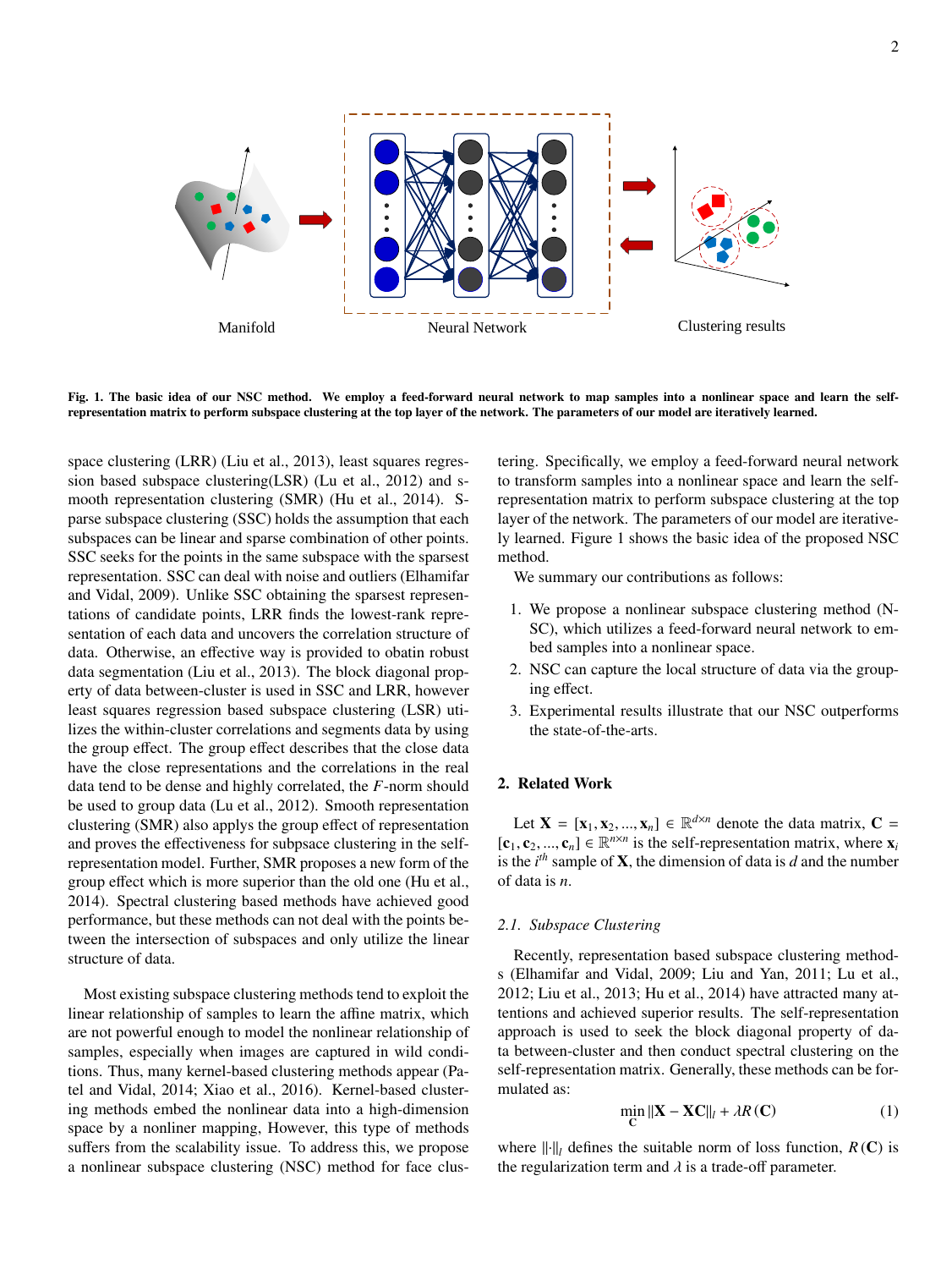Fig. 1. The basic idea of our NSC method. We employ a feed-forward neural network to map samples into a nonlinear space and learn the self-representation matrix to perform subspace clustering at the top layer of the network. The parameters of our model are iteratively learned.

space clustering (LRR) (Liu et al., 2013), least squares regression based subspace clustering(LSR) (Lu et al., 2012) and smooth representation clustering (SMR) (Hu et al., 2014). Sparse subspace clustering (SSC) holds the assumption that each subspaces can be linear and sparse combination of other points. SSC seeks for the points in the same subspace with the sparsest representation. SSC can deal with noise and outliers (Elhamifar and Vidal, 2009). Unlike SSC obtaining the sparsest representations of candidate points, LRR finds the lowest-rank representation of each data and uncovers the correlation structure of data. Otherwise, an effective way is provided to obatin robust data segmentation (Liu et al., 2013). The block diagonal property of data between-cluster is used in SSC and LRR, however least squares regression based subspace clustering (LSR) utilizes the within-cluster correlations and segments data by using the group effect. The group effect describes that the close data have the close representations and the correlations in the real data tend to be dense and highly correlated, the $F$-norm should be used to group data (Lu et al., 2012). Smooth representation clustering (SMR) also applies the group effect of representation and proves the effectiveness for subpsace clustering in the self-representation model. Further, SMR proposes a new form of the group effect which is more superior than the old one (Hu et al., 2014). Spectral clustering based methods have achieved good performance, but these methods can not deal with the points between the intersection of subspaces and only utilize the linear structure of data.

Most existing subspace clustering methods tend to exploit the linear relationship of samples to learn the affine matrix, which are not powerful enough to model the nonlinear relationship of samples, especially when images are captured in wild conditions. Thus, many kernel-based clustering methods appear (Patel and Vidal, 2014; Xiao et al., 2016). Kernel-based clustering methods embed the nonlinear data into a high-dimension space by a nonliner mapping, However, this type of methods suffers from the scalability issue. To address this, we propose a nonlinear subspace clustering (NSC) method for face clustering. Specifically, we employ a feed-forward neural network to transform samples into a nonlinear space and learn the self-representation matrix to perform subspace clustering at the top layer of the network. The parameters of our model are iteratively learned. Figure 1 shows the basic idea of the proposed NSC method.

We summary our contributions as follows:

1. We propose a nonlinear subspace clustering method (NSC), which utilizes a feed-forward neural network to embed samples into a nonlinear space.
2. NSC can capture the local structure of data via the grouping effect.
3. Experimental results illustrate that our NSC outperforms the state-of-the-arts.

## 2. Related Work

Let $\mathbf{X} = [\mathbf{x}_1, \mathbf{x}_2, ..., \mathbf{x}_n] \in \mathbb{R}^{d \times n}$ denote the data matrix, $\mathbf{C} = [\mathbf{c}_1, \mathbf{c}_2, ..., \mathbf{c}_n] \in \mathbb{R}^{n \times n}$ is the self-representation matrix, where $\mathbf{x}_i$ is the $i^{th}$ sample of $\mathbf{X}$, the dimension of data is $d$ and the number of data is $n$.

### 2.1. Subspace Clustering

Recently, representation based subspace clustering methods (Elhamifar and Vidal, 2009; Liu and Yan, 2011; Lu et al., 2012; Liu et al., 2013; Hu et al., 2014) have attracted many attentions and achieved superior results. The self-representation approach is used to seek the block diagonal property of data between-cluster and then conduct spectral clustering on the self-representation matrix. Generally, these methods can be formulated as:

$$\min_{\mathbf{C}} \|\mathbf{X} - \mathbf{X}\mathbf{C}\|_l + \lambda R(\mathbf{C}) \tag{1}$$

where $\|\cdot\|_l$ defines the suitable norm of loss function, $R(\mathbf{C})$ is the regularization term and $\lambda$ is a trade-off parameter.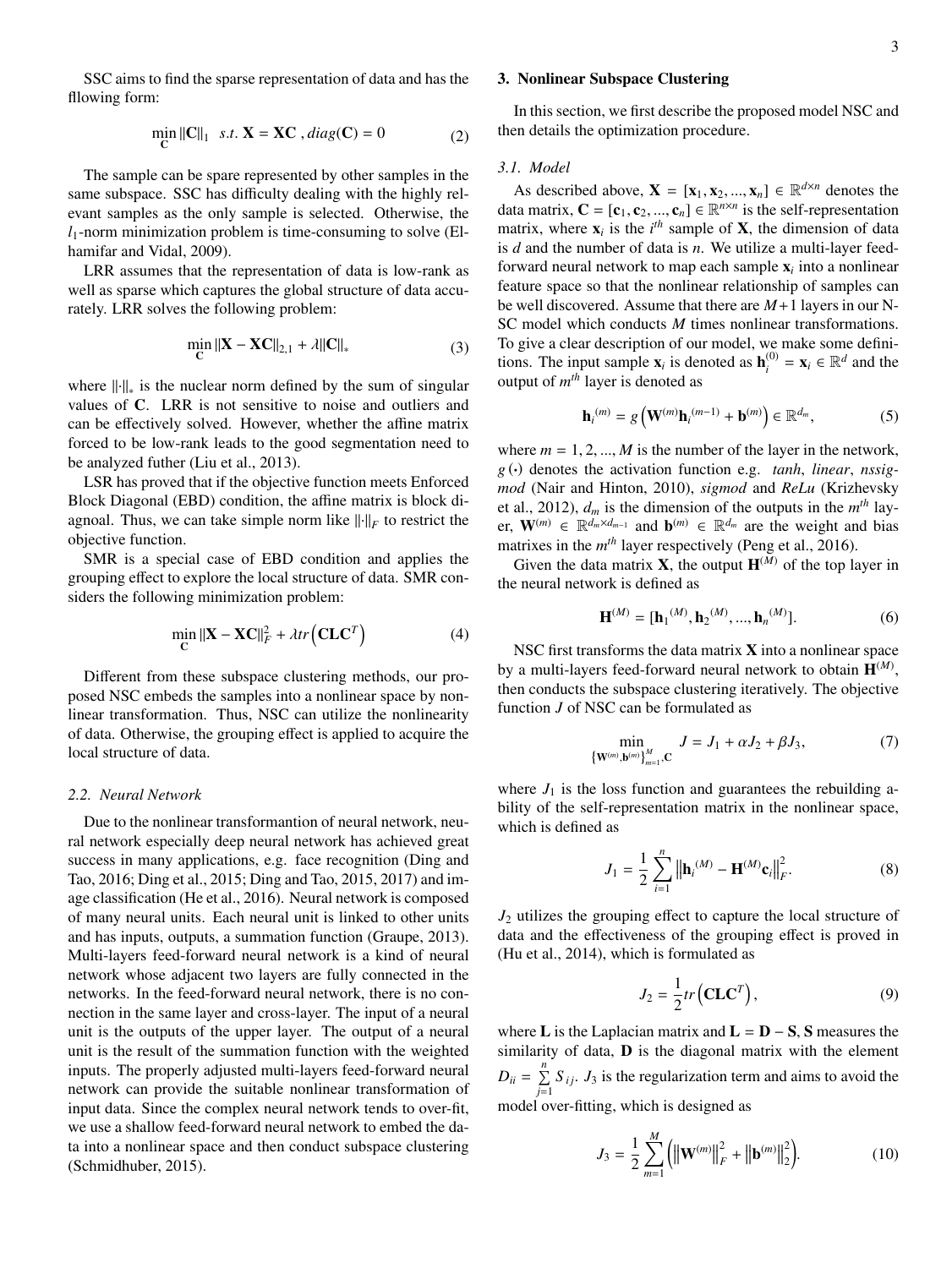SSC aims to find the sparse representation of data and has the flowing form:

$$\min_{\mathbf{C}} \|\mathbf{C}\|_1 \quad s.t. \ \mathbf{X} = \mathbf{XC} \ , diag(\mathbf{C}) = 0 \tag{2}$$

The sample can be spare represented by other samples in the same subspace. SSC has difficulty dealing with the highly relevant samples as the only sample is selected. Otherwise, the $l_1$-norm minimization problem is time-consuming to solve (Elhamifar and Vidal, 2009).

LRR assumes that the representation of data is low-rank as well as sparse which captures the global structure of data accurately. LRR solves the following problem:

$$\min_{\mathbf{C}} \|\mathbf{X} - \mathbf{XC}\|_{2,1} + \lambda \|\mathbf{C}\|_* \tag{3}$$

where $\|\cdot\|_*$ is the nuclear norm defined by the sum of singular values of $\mathbf{C}$. LRR is not sensitive to noise and outliers and can be effectively solved. However, whether the affine matrix forced to be low-rank leads to the good segmentation need to be analyzed futher (Liu et al., 2013).

LSR has proved that if the objective function meets Enforced Block Diagonal (EBD) condition, the affine matrix is block diagnoal. Thus, we can take simple norm like $\|\cdot\|_F$ to restrict the objective function.

SMR is a special case of EBD condition and applies the grouping effect to explore the local structure of data. SMR considers the following minimization problem:

$$\min_{\mathbf{C}} \|\mathbf{X} - \mathbf{XC}\|_F^2 + \lambda tr\left(\mathbf{CLC}^T\right) \tag{4}$$

Different from these subspace clustering methods, our proposed NSC embeds the samples into a nonlinear space by nonlinear transformation. Thus, NSC can utilize the nonlinearity of data. Otherwise, the grouping effect is applied to acquire the local structure of data.

### 2.2. Neural Network

Due to the nonlinear transformantion of neural network, neural network especially deep neural network has achieved great success in many applications, e.g. face recognition (Ding and Tao, 2016; Ding et al., 2015; Ding and Tao, 2015, 2017) and image classification (He et al., 2016). Neural network is composed of many neural units. Each neural unit is linked to other units and has inputs, outputs, a summation function (Graupe, 2013). Multi-layers feed-forward neural network is a kind of neural network whose adjacent two layers are fully connected in the networks. In the feed-forward neural network, there is no connection in the same layer and cross-layer. The input of a neural unit is the outputs of the upper layer. The output of a neural unit is the result of the summation function with the weighted inputs. The properly adjusted multi-layers feed-forward neural network can provide the suitable nonlinear transformation of input data. Since the complex neural network tends to over-fit, we use a shallow feed-forward neural network to embed the data into a nonlinear space and then conduct subspace clustering (Schmidhuber, 2015).

## 3. Nonlinear Subspace Clustering

In this section, we first describe the proposed model NSC and then details the optimization procedure.

### 3.1. Model

As described above, $\mathbf{X} = [\mathbf{x}_1, \mathbf{x}_2, ..., \mathbf{x}_n] \in \mathbb{R}^{d \times n}$ denotes the data matrix, $\mathbf{C} = [\mathbf{c}_1, \mathbf{c}_2, ..., \mathbf{c}_n] \in \mathbb{R}^{n \times n}$ is the self-representation matrix, where $\mathbf{x}_i$ is the $i^{th}$ sample of $\mathbf{X}$, the dimension of data is $d$ and the number of data is $n$. We utilize a multi-layer feed-forward neural network to map each sample $\mathbf{x}_i$ into a nonlinear feature space so that the nonlinear relationship of samples can be well discovered. Assume that there are $M+1$ layers in our NSC model which conducts $M$ times nonlinear transformations. To give a clear description of our model, we make some definitions. The input sample $\mathbf{x}_i$ is denoted as $\mathbf{h}_i^{(0)} = \mathbf{x}_i \in \mathbb{R}^d$ and the output of $m^{th}$ layer is denoted as

$$\mathbf{h}_i^{(m)} = g\left(\mathbf{W}^{(m)}\mathbf{h}_i^{(m-1)} + \mathbf{b}^{(m)}\right) \in \mathbb{R}^{d_m}, \tag{5}$$

where $m = 1, 2, ..., M$ is the number of the layer in the network, $g(\cdot)$ denotes the activation function e.g. *tanh*, *linear*, *nssigmod* (Nair and Hinton, 2010), *sigmod* and *ReLu* (Krizhevsky et al., 2012), $d_m$ is the dimension of the outputs in the $m^{th}$ layer, $\mathbf{W}^{(m)} \in \mathbb{R}^{d_m \times d_{m-1}}$ and $\mathbf{b}^{(m)} \in \mathbb{R}^{d_m}$ are the weight and bias matrixes in the $m^{th}$ layer respectively (Peng et al., 2016).

Given the data matrix $\mathbf{X}$, the output $\mathbf{H}^{(M)}$ of the top layer in the neural network is defined as

$$\mathbf{H}^{(M)} = [\mathbf{h}_1^{(M)}, \mathbf{h}_2^{(M)}, ..., \mathbf{h}_n^{(M)}]. \tag{6}$$

NSC first transforms the data matrix $\mathbf{X}$ into a nonlinear space by a multi-layers feed-forward neural network to obtain $\mathbf{H}^{(M)}$, then conducts the subspace clustering iteratively. The objective function $J$ of NSC can be formulated as

$$\min_{\{\mathbf{W}^{(m)}, \mathbf{b}^{(m)}\}_{m=1}^{M}, \mathbf{C}} J = J_1 + \alpha J_2 + \beta J_3, \tag{7}$$

where $J_1$ is the loss function and guarantees the rebuilding ability of the self-representation matrix in the nonlinear space, which is defined as

$$J_1 = \frac{1}{2}\sum_{i=1}^{n} \left\|\mathbf{h}_i^{(M)} - \mathbf{H}^{(M)}\mathbf{c}_i\right\|_F^2. \tag{8}$$

$J_2$ utilizes the grouping effect to capture the local structure of data and the effectiveness of the grouping effect is proved in (Hu et al., 2014), which is formulated as

$$J_2 = \frac{1}{2}tr\left(\mathbf{CLC}^T\right), \tag{9}$$

where $\mathbf{L}$ is the Laplacian matrix and $\mathbf{L} = \mathbf{D} - \mathbf{S}$, $\mathbf{S}$ measures the similarity of data, $\mathbf{D}$ is the diagonal matrix with the element $D_{ii} = \sum_{j=1}^{n} S_{ij}$. $J_3$ is the regularization term and aims to avoid the model over-fitting, which is designed as

$$J_3 = \frac{1}{2}\sum_{m=1}^{M}\left(\left\|\mathbf{W}^{(m)}\right\|_F^2 + \left\|\mathbf{b}^{(m)}\right\|_2^2\right). \tag{10}$$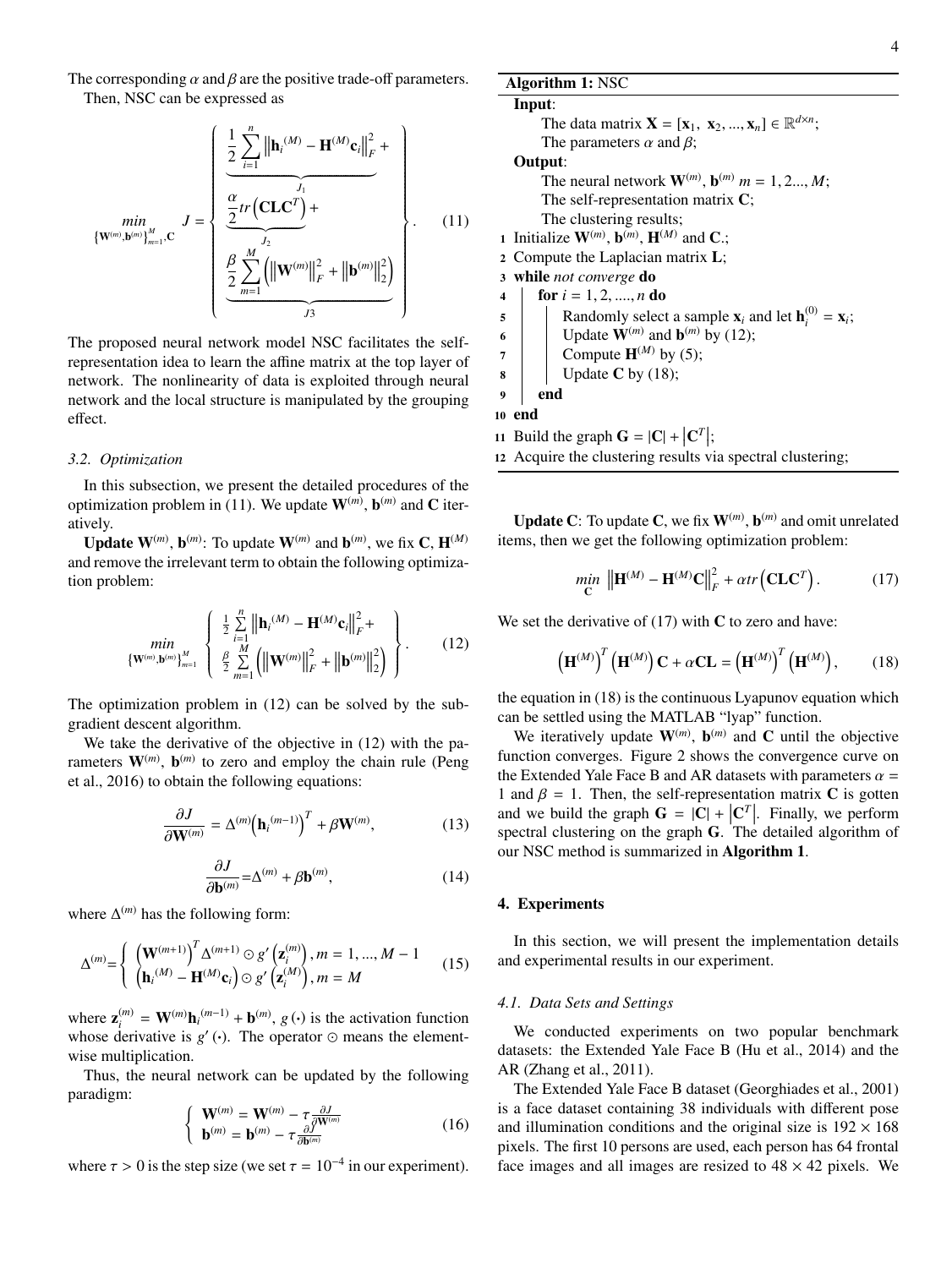The corresponding $\alpha$ and $\beta$ are the positive trade-off parameters.

Then, NSC can be expressed as

$$\min_{\{\mathbf{W}^{(m)},\mathbf{b}^{(m)}\}_{m=1}^{M},\mathbf{C}} J = \left\{ \begin{array}{l} \underbrace{\frac{1}{2}\sum_{i=1}^{n}\left\|\mathbf{h}_i{}^{(M)} - \mathbf{H}^{(M)}\mathbf{c}_i\right\|_F^2}_{J_1} + \\ \underbrace{\frac{\alpha}{2}tr\left(\mathbf{CLC}^T\right)}_{J_2} + \\ \underbrace{\frac{\beta}{2}\sum_{m=1}^{M}\left(\left\|\mathbf{W}^{(m)}\right\|_F^2 + \left\|\mathbf{b}^{(m)}\right\|_2^2\right)}_{J3} \end{array} \right\}. \quad (11)$$

The proposed neural network model NSC facilitates the self-representation idea to learn the affine matrix at the top layer of network. The nonlinearity of data is exploited through neural network and the local structure is manipulated by the grouping effect.

### 3.2. Optimization

In this subsection, we present the detailed procedures of the optimization problem in (11). We update $\mathbf{W}^{(m)}$, $\mathbf{b}^{(m)}$ and $\mathbf{C}$ iteratively.

**Update $\mathbf{W}^{(m)}$, $\mathbf{b}^{(m)}$**: To update $\mathbf{W}^{(m)}$ and $\mathbf{b}^{(m)}$, we fix $\mathbf{C}$, $\mathbf{H}^{(M)}$ and remove the irrelevant term to obtain the following optimization problem:

$$\min_{\{\mathbf{W}^{(m)},\mathbf{b}^{(m)}\}_{m=1}^{M}} \left\{ \begin{array}{l} \frac{1}{2}\sum_{i=1}^{n}\left\|\mathbf{h}_i{}^{(M)} - \mathbf{H}^{(M)}\mathbf{c}_i\right\|_F^2 + \\ \frac{\beta}{2}\sum_{m=1}^{M}\left(\left\|\mathbf{W}^{(m)}\right\|_F^2 + \left\|\mathbf{b}^{(m)}\right\|_2^2\right) \end{array} \right\}. \quad (12)$$

The optimization problem in (12) can be solved by the subgradient descent algorithm.

We take the derivative of the objective in (12) with the parameters $\mathbf{W}^{(m)}$, $\mathbf{b}^{(m)}$ to zero and employ the chain rule (Peng et al., 2016) to obtain the following equations:

$$\frac{\partial J}{\partial \mathbf{W}^{(m)}} = \Delta^{(m)}\left(\mathbf{h}_i{}^{(m-1)}\right)^T + \beta\mathbf{W}^{(m)}, \quad (13)$$

$$\frac{\partial J}{\partial \mathbf{b}^{(m)}} = \Delta^{(m)} + \beta\mathbf{b}^{(m)}, \quad (14)$$

where $\Delta^{(m)}$ has the following form:

$$\Delta^{(m)} = \left\{ \begin{array}{l} \left(\mathbf{W}^{(m+1)}\right)^T \Delta^{(m+1)} \odot g'\left(\mathbf{z}_i^{(m)}\right), m = 1, ..., M-1 \\ \left(\mathbf{h}_i{}^{(M)} - \mathbf{H}^{(M)}\mathbf{c}_i\right) \odot g'\left(\mathbf{z}_i^{(M)}\right), m = M \end{array} \right. \quad (15)$$

where $\mathbf{z}_i^{(m)} = \mathbf{W}^{(m)}\mathbf{h}_i{}^{(m-1)} + \mathbf{b}^{(m)}$, $g(\cdot)$ is the activation function whose derivative is $g'(\cdot)$. The operator $\odot$ means the element-wise multiplication.

Thus, the neural network can be updated by the following paradigm:

$$\left\{ \begin{array}{l} \mathbf{W}^{(m)} = \mathbf{W}^{(m)} - \tau\frac{\partial J}{\partial \mathbf{W}^{(m)}} \\ \mathbf{b}^{(m)} = \mathbf{b}^{(m)} - \tau\frac{\partial J}{\partial \mathbf{b}^{(m)}} \end{array} \right. \quad (16)$$

where $\tau > 0$ is the step size (we set $\tau = 10^{-4}$ in our experiment).

**Algorithm 1:** NSC

**Input**:
The data matrix $\mathbf{X} = [\mathbf{x}_1, \mathbf{x}_2, ..., \mathbf{x}_n] \in \mathbb{R}^{d \times n}$;
The parameters $\alpha$ and $\beta$;

**Output**:
The neural network $\mathbf{W}^{(m)}$, $\mathbf{b}^{(m)}$ $m = 1, 2..., M$;
The self-representation matrix $\mathbf{C}$;
The clustering results;

1. Initialize $\mathbf{W}^{(m)}$, $\mathbf{b}^{(m)}$, $\mathbf{H}^{(M)}$ and $\mathbf{C}$.;
2. Compute the Laplacian matrix $\mathbf{L}$;
3. **while** *not converge* **do**
4. &nbsp;&nbsp;&nbsp;&nbsp;**for** $i = 1, 2, ...., n$ **do**
5. &nbsp;&nbsp;&nbsp;&nbsp;&nbsp;&nbsp;&nbsp;&nbsp;Randomly select a sample $\mathbf{x}_i$ and let $\mathbf{h}_i^{(0)} = \mathbf{x}_i$;
6. &nbsp;&nbsp;&nbsp;&nbsp;&nbsp;&nbsp;&nbsp;&nbsp;Update $\mathbf{W}^{(m)}$ and $\mathbf{b}^{(m)}$ by (12);
7. &nbsp;&nbsp;&nbsp;&nbsp;&nbsp;&nbsp;&nbsp;&nbsp;Compute $\mathbf{H}^{(M)}$ by (5);
8. &nbsp;&nbsp;&nbsp;&nbsp;&nbsp;&nbsp;&nbsp;&nbsp;Update $\mathbf{C}$ by (18);
9. &nbsp;&nbsp;&nbsp;&nbsp;**end**
10. **end**
11. Build the graph $\mathbf{G} = |\mathbf{C}| + \left|\mathbf{C}^T\right|$;
12. Acquire the clustering results via spectral clustering;

**Update C**: To update $\mathbf{C}$, we fix $\mathbf{W}^{(m)}$, $\mathbf{b}^{(m)}$ and omit unrelated items, then we get the following optimization problem:

$$\min_{\mathbf{C}} \left\|\mathbf{H}^{(M)} - \mathbf{H}^{(M)}\mathbf{C}\right\|_F^2 + \alpha tr\left(\mathbf{CLC}^T\right). \quad (17)$$

We set the derivative of (17) with $\mathbf{C}$ to zero and have:

$$\left(\mathbf{H}^{(M)}\right)^T\left(\mathbf{H}^{(M)}\right)\mathbf{C} + \alpha\mathbf{CL} = \left(\mathbf{H}^{(M)}\right)^T\left(\mathbf{H}^{(M)}\right), \quad (18)$$

the equation in (18) is the continuous Lyapunov equation which can be settled using the MATLAB "lyap" function.

We iteratively update $\mathbf{W}^{(m)}$, $\mathbf{b}^{(m)}$ and $\mathbf{C}$ until the objective function converges. Figure 2 shows the convergence curve on the Extended Yale Face B and AR datasets with parameters $\alpha = 1$ and $\beta = 1$. Then, the self-representation matrix $\mathbf{C}$ is gotten and we build the graph $\mathbf{G} = |\mathbf{C}| + \left|\mathbf{C}^T\right|$. Finally, we perform spectral clustering on the graph $\mathbf{G}$. The detailed algorithm of our NSC method is summarized in **Algorithm 1**.

## 4. Experiments

In this section, we will present the implementation details and experimental results in our experiment.

### 4.1. Data Sets and Settings

We conducted experiments on two popular benchmark datasets: the Extended Yale Face B (Hu et al., 2014) and the AR (Zhang et al., 2011).

The Extended Yale Face B dataset (Georghiades et al., 2001) is a face dataset containing 38 individuals with different pose and illumination conditions and the original size is $192 \times 168$ pixels. The first 10 persons are used, each person has 64 frontal face images and all images are resized to $48 \times 42$ pixels. We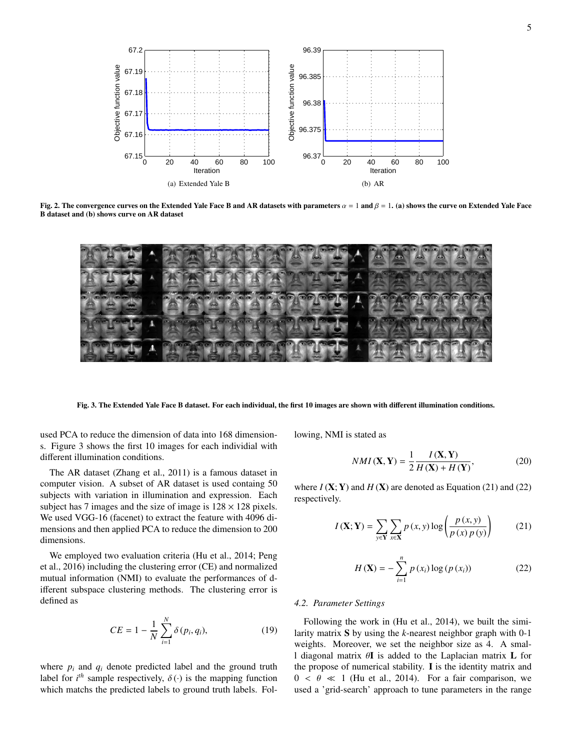Fig. 2. The convergence curves on the Extended Yale Face B and AR datasets with parameters $\alpha = 1$ and $\beta = 1$. (a) shows the curve on Extended Yale Face B dataset and (b) shows curve on AR dataset

Fig. 3. The Extended Yale Face B dataset. For each individual, the first 10 images are shown with different illumination conditions.

used PCA to reduce the dimension of data into 168 dimensions. Figure 3 shows the first 10 images for each individial with different illumination conditions.

The AR dataset (Zhang et al., 2011) is a famous dataset in computer vision. A subset of AR dataset is used containg 50 subjects with variation in illumination and expression. Each subject has 7 images and the size of image is $128 \times 128$ pixels. We used VGG-16 (facenet) to extract the feature with 4096 dimensions and then applied PCA to reduce the dimension to 200 dimensions.

We employed two evaluation criteria (Hu et al., 2014; Peng et al., 2016) including the clustering error (CE) and normalized mutual information (NMI) to evaluate the performances of different subspace clustering methods. The clustering error is defined as

$$CE = 1 - \frac{1}{N}\sum_{i=1}^{N}\delta(p_i, q_i), \tag{19}$$

where $p_i$ and $q_i$ denote predicted label and the ground truth label for $i^{th}$ sample respectively, $\delta(\cdot)$ is the mapping function which matchs the predicted labels to ground truth labels. Following, NMI is stated as

$$NMI(\mathbf{X}, \mathbf{Y}) = \frac{1}{2}\frac{I(\mathbf{X}, \mathbf{Y})}{H(\mathbf{X}) + H(\mathbf{Y})}, \tag{20}$$

where $I(\mathbf{X}; \mathbf{Y})$ and $H(\mathbf{X})$ are denoted as Equation (21) and (22) respectively.

$$I(\mathbf{X}; \mathbf{Y}) = \sum_{y \in \mathbf{Y}}\sum_{x \in \mathbf{X}} p(x, y)\log\left(\frac{p(x, y)}{p(x)\, p(y)}\right) \tag{21}$$

$$H(\mathbf{X}) = -\sum_{i=1}^{n} p(x_i)\log(p(x_i)) \tag{22}$$

### 4.2. Parameter Settings

Following the work in (Hu et al., 2014), we built the similarity matrix $\mathbf{S}$ by using the $k$-nearest neighbor graph with 0-1 weights. Moreover, we set the neighbor size as 4. A small diagonal matrix $\theta\mathbf{I}$ is added to the Laplacian matrix $\mathbf{L}$ for the propose of numerical stability. $\mathbf{I}$ is the identity matrix and $0 < \theta \ll 1$ (Hu et al., 2014). For a fair comparison, we used a 'grid-search' approach to tune parameters in the range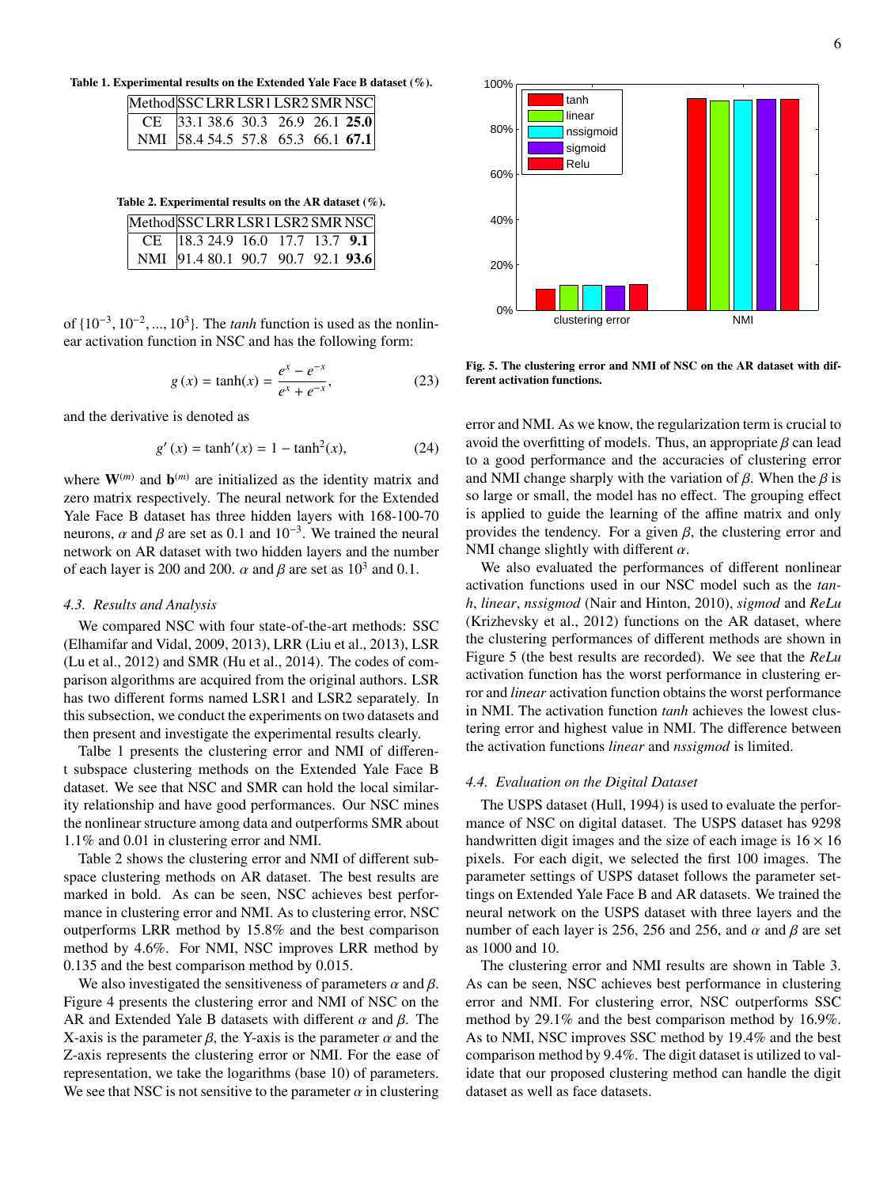Table 1. Experimental results on the Extended Yale Face B dataset (%).

| Method | SSC | LRR | LSR1 | LSR2 | SMR | NSC |
|---|---|---|---|---|---|---|
| CE | 33.1 | 38.6 | 30.3 | 26.9 | 26.1 | **25.0** |
| NMI | 58.4 | 54.5 | 57.8 | 65.3 | 66.1 | **67.1** |

Table 2. Experimental results on the AR dataset (%).

| Method | SSC | LRR | LSR1 | LSR2 | SMR | NSC |
|---|---|---|---|---|---|---|
| CE | 18.3 | 24.9 | 16.0 | 17.7 | 13.7 | **9.1** |
| NMI | 91.4 | 80.1 | 90.7 | 90.7 | 92.1 | **93.6** |

of $\{10^{-3}, 10^{-2}, ..., 10^{3}\}$. The *tanh* function is used as the nonlinear activation function in NSC and has the following form:

$$g(x) = \tanh(x) = \frac{e^{x} - e^{-x}}{e^{x} + e^{-x}}, \tag{23}$$

and the derivative is denoted as

$$g'(x) = \tanh'(x) = 1 - \tanh^{2}(x), \tag{24}$$

where $\mathbf{W}^{(m)}$ and $\mathbf{b}^{(m)}$ are initialized as the identity matrix and zero matrix respectively. The neural network for the Extended Yale Face B dataset has three hidden layers with 168-100-70 neurons, $\alpha$ and $\beta$ are set as 0.1 and $10^{-3}$. We trained the neural network on AR dataset with two hidden layers and the number of each layer is 200 and 200. $\alpha$ and $\beta$ are set as $10^{3}$ and 0.1.

### 4.3. Results and Analysis

We compared NSC with four state-of-the-art methods: SSC (Elhamifar and Vidal, 2009, 2013), LRR (Liu et al., 2013), LSR (Lu et al., 2012) and SMR (Hu et al., 2014). The codes of comparison algorithms are acquired from the original authors. LSR has two different forms named LSR1 and LSR2 separately. In this subsection, we conduct the experiments on two datasets and then present and investigate the experimental results clearly.

Talbe 1 presents the clustering error and NMI of different subspace clustering methods on the Extended Yale Face B dataset. We see that NSC and SMR can hold the local similarity relationship and have good performances. Our NSC mines the nonlinear structure among data and outperforms SMR about 1.1% and 0.01 in clustering error and NMI.

Table 2 shows the clustering error and NMI of different subspace clustering methods on AR dataset. The best results are marked in bold. As can be seen, NSC achieves best performance in clustering error and NMI. As to clustering error, NSC outperforms LRR method by 15.8% and the best comparison method by 4.6%. For NMI, NSC improves LRR method by 0.135 and the best comparison method by 0.015.

We also investigated the sensitiveness of parameters $\alpha$ and $\beta$. Figure 4 presents the clustering error and NMI of NSC on the AR and Extended Yale B datasets with different $\alpha$ and $\beta$. The X-axis is the parameter $\beta$, the Y-axis is the parameter $\alpha$ and the Z-axis represents the clustering error or NMI. For the ease of representation, we take the logarithms (base 10) of parameters. We see that NSC is not sensitive to the parameter $\alpha$ in clustering error and NMI. As we know, the regularization term is crucial to avoid the overfitting of models. Thus, an appropriate $\beta$ can lead to a good performance and the accuracies of clustering error and NMI change sharply with the variation of $\beta$. When the $\beta$ is so large or small, the model has no effect. The grouping effect is applied to guide the learning of the affine matrix and only provides the tendency. For a given $\beta$, the clustering error and NMI change slightly with different $\alpha$.

Fig. 5. The clustering error and NMI of NSC on the AR dataset with different activation functions.

We also evaluated the performances of different nonlinear activation functions used in our NSC model such as the *tanh*, *linear*, *nssigmod* (Nair and Hinton, 2010), *sigmod* and *ReLu* (Krizhevsky et al., 2012) functions on the AR dataset, where the clustering performances of different methods are shown in Figure 5 (the best results are recorded). We see that the *ReLu* activation function has the worst performance in clustering error and *linear* activation function obtains the worst performance in NMI. The activation function *tanh* achieves the lowest clustering error and highest value in NMI. The difference between the activation functions *linear* and *nssigmod* is limited.

### 4.4. Evaluation on the Digital Dataset

The USPS dataset (Hull, 1994) is used to evaluate the performance of NSC on digital dataset. The USPS dataset has 9298 handwritten digit images and the size of each image is $16 \times 16$ pixels. For each digit, we selected the first 100 images. The parameter settings of USPS dataset follows the parameter settings on Extended Yale Face B and AR datasets. We trained the neural network on the USPS dataset with three layers and the number of each layer is 256, 256 and 256, and $\alpha$ and $\beta$ are set as 1000 and 10.

The clustering error and NMI results are shown in Table 3. As can be seen, NSC achieves best performance in clustering error and NMI. For clustering error, NSC outperforms SSC method by 29.1% and the best comparison method by 16.9%. As to NMI, NSC improves SSC method by 19.4% and the best comparison method by 9.4%. The digit dataset is utilized to validate that our proposed clustering method can handle the digit dataset as well as face datasets.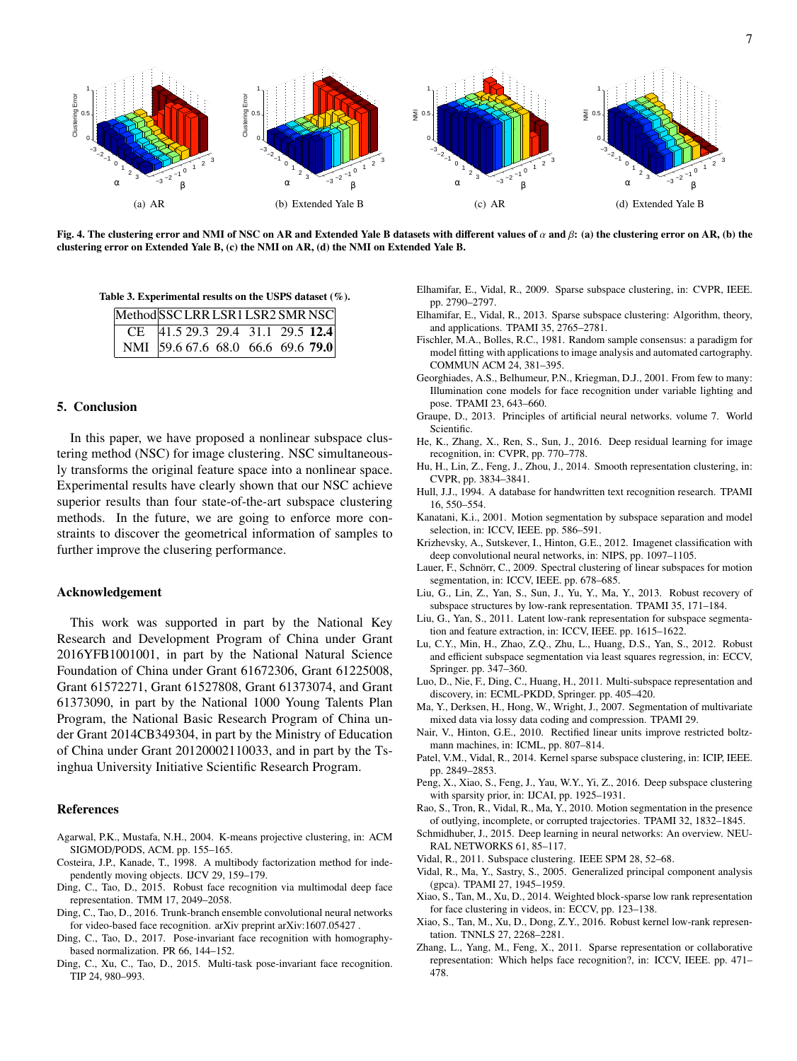Clustering Error
1
0.5
0
−3 −2 −1 0 1 2 3
α
−3 −2 −1 0 1 2 3
β
(a) AR

Clustering Error
1
0.5
0
−3 −2 −1 0 1 2 3
α
−3 −2 −1 0 1 2 3
β
(b) Extended Yale B

NMI
1
0.5
0
−3 −2 −1 0 1 2 3
α
−3 −2 −1 0 1 2 3
β
(c) AR

NMI
1
0.5
0
−3 −2 −1 0 1 2 3
α
−3 −2 −1 0 1 2 3
β
(d) Extended Yale B

**Fig. 4. The clustering error and NMI of NSC on AR and Extended Yale B datasets with different values of $\alpha$ and $\beta$: (a) the clustering error on AR, (b) the clustering error on Extended Yale B, (c) the NMI on AR, (d) the NMI on Extended Yale B.**

**Table 3. Experimental results on the USPS dataset (%).**

| Method | SSC | LRR | LSR1 | LSR2 | SMR | NSC |
|---|---|---|---|---|---|---|
| CE | 41.5 | 29.3 | 29.4 | 31.1 | 29.5 | **12.4** |
| NMI | 59.6 | 67.6 | 68.0 | 66.6 | 69.6 | **79.0** |

## 5. Conclusion

In this paper, we have proposed a nonlinear subspace clustering method (NSC) for image clustering. NSC simultaneously transforms the original feature space into a nonlinear space. Experimental results have clearly shown that our NSC achieve superior results than four state-of-the-art subspace clustering methods. In the future, we are going to enforce more constraints to discover the geometrical information of samples to further improve the clusering performance.

## Acknowledgement

This work was supported in part by the National Key Research and Development Program of China under Grant 2016YFB1001001, in part by the National Natural Science Foundation of China under Grant 61672306, Grant 61225008, Grant 61572271, Grant 61527808, Grant 61373074, and Grant 61373090, in part by the National 1000 Young Talents Plan Program, the National Basic Research Program of China under Grant 2014CB349304, in part by the Ministry of Education of China under Grant 20120002110033, and in part by the Tsinghua University Initiative Scientific Research Program.

## References

Agarwal, P.K., Mustafa, N.H., 2004. K-means projective clustering, in: ACM SIGMOD/PODS, ACM. pp. 155–165.

Costeira, J.P., Kanade, T., 1998. A multibody factorization method for independently moving objects. IJCV 29, 159–179.

Ding, C., Tao, D., 2015. Robust face recognition via multimodal deep face representation. TMM 17, 2049–2058.

Ding, C., Tao, D., 2016. Trunk-branch ensemble convolutional neural networks for video-based face recognition. arXiv preprint arXiv:1607.05427 .

Ding, C., Tao, D., 2017. Pose-invariant face recognition with homography-based normalization. PR 66, 144–152.

Ding, C., Xu, C., Tao, D., 2015. Multi-task pose-invariant face recognition. TIP 24, 980–993.

Elhamifar, E., Vidal, R., 2009. Sparse subspace clustering, in: CVPR, IEEE. pp. 2790–2797.

Elhamifar, E., Vidal, R., 2013. Sparse subspace clustering: Algorithm, theory, and applications. TPAMI 35, 2765–2781.

Fischler, M.A., Bolles, R.C., 1981. Random sample consensus: a paradigm for model fitting with applications to image analysis and automated cartography. COMMUN ACM 24, 381–395.

Georghiades, A.S., Belhumeur, P.N., Kriegman, D.J., 2001. From few to many: Illumination cone models for face recognition under variable lighting and pose. TPAMI 23, 643–660.

Graupe, D., 2013. Principles of artificial neural networks. volume 7. World Scientific.

He, K., Zhang, X., Ren, S., Sun, J., 2016. Deep residual learning for image recognition, in: CVPR, pp. 770–778.

Hu, H., Lin, Z., Feng, J., Zhou, J., 2014. Smooth representation clustering, in: CVPR, pp. 3834–3841.

Hull, J.J., 1994. A database for handwritten text recognition research. TPAMI 16, 550–554.

Kanatani, K.i., 2001. Motion segmentation by subspace separation and model selection, in: ICCV, IEEE. pp. 586–591.

Krizhevsky, A., Sutskever, I., Hinton, G.E., 2012. Imagenet classification with deep convolutional neural networks, in: NIPS, pp. 1097–1105.

Lauer, F., Schnörr, C., 2009. Spectral clustering of linear subspaces for motion segmentation, in: ICCV, IEEE. pp. 678–685.

Liu, G., Lin, Z., Yan, S., Sun, J., Yu, Y., Ma, Y., 2013. Robust recovery of subspace structures by low-rank representation. TPAMI 35, 171–184.

Liu, G., Yan, S., 2011. Latent low-rank representation for subspace segmentation and feature extraction, in: ICCV, IEEE. pp. 1615–1622.

Lu, C.Y., Min, H., Zhao, Z.Q., Zhu, L., Huang, D.S., Yan, S., 2012. Robust and efficient subspace segmentation via least squares regression, in: ECCV, Springer. pp. 347–360.

Luo, D., Nie, F., Ding, C., Huang, H., 2011. Multi-subspace representation and discovery, in: ECML-PKDD, Springer. pp. 405–420.

Ma, Y., Derksen, H., Hong, W., Wright, J., 2007. Segmentation of multivariate mixed data via lossy data coding and compression. TPAMI 29.

Nair, V., Hinton, G.E., 2010. Rectified linear units improve restricted boltzmann machines, in: ICML, pp. 807–814.

Patel, V.M., Vidal, R., 2014. Kernel sparse subspace clustering, in: ICIP, IEEE. pp. 2849–2853.

Peng, X., Xiao, S., Feng, J., Yau, W.Y., Yi, Z., 2016. Deep subspace clustering with sparsity prior, in: IJCAI, pp. 1925–1931.

Rao, S., Tron, R., Vidal, R., Ma, Y., 2010. Motion segmentation in the presence of outlying, incomplete, or corrupted trajectories. TPAMI 32, 1832–1845.

Schmidhuber, J., 2015. Deep learning in neural networks: An overview. NEURAL NETWORKS 61, 85–117.

Vidal, R., 2011. Subspace clustering. IEEE SPM 28, 52–68.

Vidal, R., Ma, Y., Sastry, S., 2005. Generalized principal component analysis (gpca). TPAMI 27, 1945–1959.

Xiao, S., Tan, M., Xu, D., 2014. Weighted block-sparse low rank representation for face clustering in videos, in: ECCV, pp. 123–138.

Xiao, S., Tan, M., Xu, D., Dong, Z.Y., 2016. Robust kernel low-rank representation. TNNLS 27, 2268–2281.

Zhang, L., Yang, M., Feng, X., 2011. Sparse representation or collaborative representation: Which helps face recognition?, in: ICCV, IEEE. pp. 471–478.